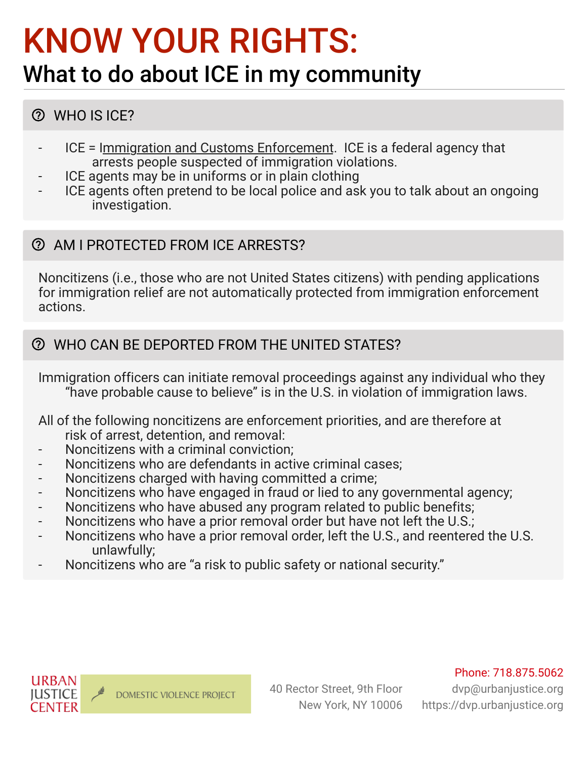# KNOW YOUR RIGHTS:

## What to do about ICE in my community

### WHO IS ICE?

- ICE = Immigration and Customs Enforcement. ICE is a federal agency that arrests people suspected of immigration violations.
- ICE agents may be in uniforms or in plain clothing
- ICE agents often pretend to be local police and ask you to talk about an ongoing investigation.

### AM I PROTECTED FROM ICE ARRESTS?

Noncitizens (i.e., those who are not United States citizens) with pending applications for immigration relief are not automatically protected from immigration enforcement actions.

### WHO CAN BE DEPORTED FROM THE UNITED STATES?

Immigration officers can initiate removal proceedings against any individual who they "have probable cause to believe" is in the U.S. in violation of immigration laws.

All of the following noncitizens are enforcement priorities, and are therefore at risk of arrest, detention, and removal:

- Noncitizens with a criminal conviction;
- Noncitizens who are defendants in active criminal cases;
- Noncitizens charged with having committed a crime;
- Noncitizens who have engaged in fraud or lied to any governmental agency;
- Noncitizens who have abused any program related to public benefits;
- Noncitizens who have a prior removal order but have not left the U.S.;
- Noncitizens who have a prior removal order, left the U.S., and reentered the U.S. unlawfully;
- Noncitizens who are "a risk to public safety or national security."

URBAN JUSTICE CENTER — DOMESTIC VIOLENCE PROJECT

40 Rector Street, 9th Floor
New York, NY 10006

Phone: 718.875.5062
dvp@urbanjustice.org
https://dvp.urbanjustice.org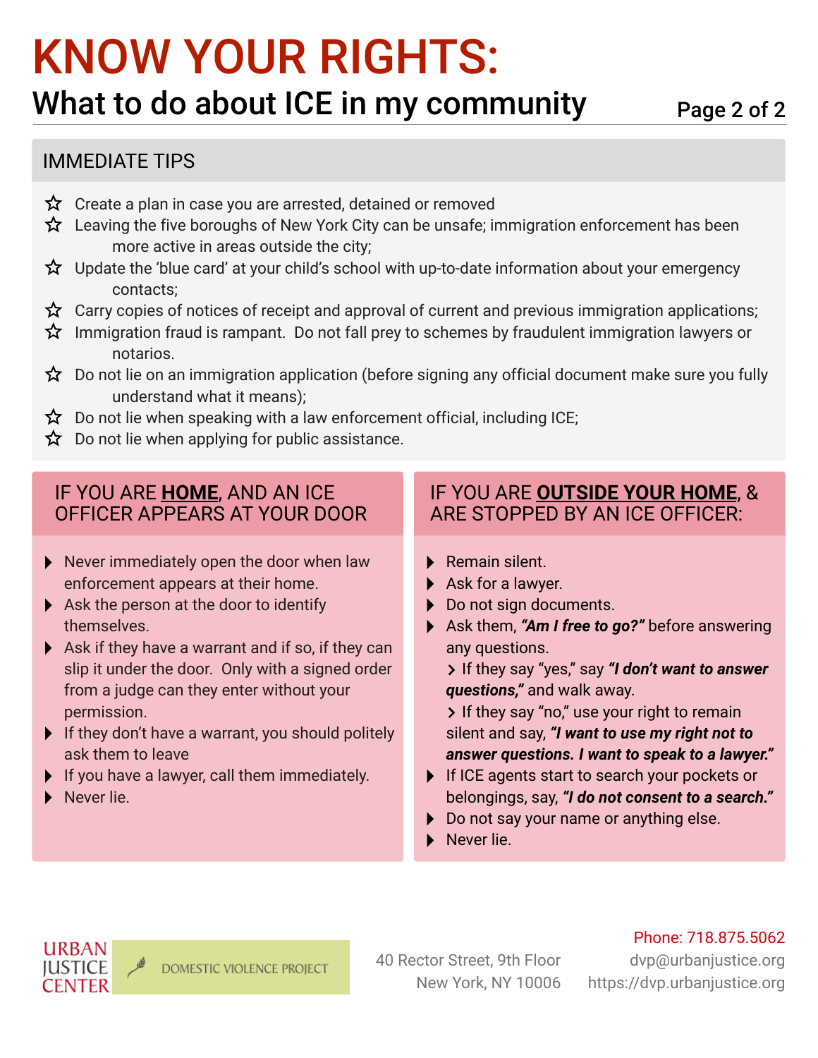# KNOW YOUR RIGHTS:

## What to do about ICE in my community

### IMMEDIATE TIPS

- ☆ Create a plan in case you are arrested, detained or removed
- ☆ Leaving the five boroughs of New York City can be unsafe; immigration enforcement has been more active in areas outside the city;
- ☆ Update the 'blue card' at your child's school with up-to-date information about your emergency contacts;
- ☆ Carry copies of notices of receipt and approval of current and previous immigration applications;
- ☆ Immigration fraud is rampant. Do not fall prey to schemes by fraudulent immigration lawyers or notarios.
- ☆ Do not lie on an immigration application (before signing any official document make sure you fully understand what it means);
- ☆ Do not lie when speaking with a law enforcement official, including ICE;
- ☆ Do not lie when applying for public assistance.

### IF YOU ARE **HOME**, AND AN ICE OFFICER APPEARS AT YOUR DOOR

- Never immediately open the door when law enforcement appears at their home.
- Ask the person at the door to identify themselves.
- Ask if they have a warrant and if so, if they can slip it under the door. Only with a signed order from a judge can they enter without your permission.
- If they don't have a warrant, you should politely ask them to leave
- If you have a lawyer, call them immediately.
- Never lie.

### IF YOU ARE **OUTSIDE YOUR HOME**, & ARE STOPPED BY AN ICE OFFICER:

- Remain silent.
- Ask for a lawyer.
- Do not sign documents.
- Ask them, ***"Am I free to go?"*** before answering any questions.
  - If they say "yes," say ***"I don't want to answer questions,"*** and walk away.
  - If they say "no," use your right to remain silent and say, ***"I want to use my right not to answer questions. I want to speak to a lawyer."***
- If ICE agents start to search your pockets or belongings, say, ***"I do not consent to a search."***
- Do not say your name or anything else.
- Never lie.

URBAN JUSTICE CENTER — DOMESTIC VIOLENCE PROJECT

40 Rector Street, 9th Floor
New York, NY 10006

Phone: 718.875.5062
dvp@urbanjustice.org
https://dvp.urbanjustice.org